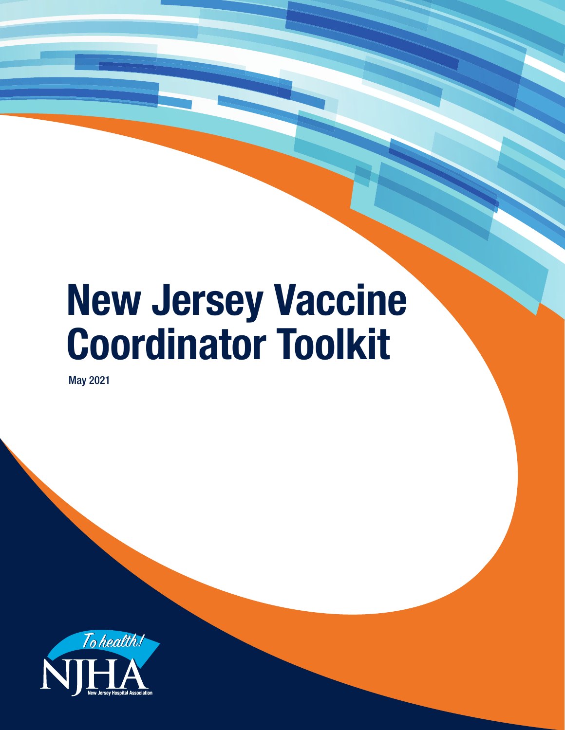# New Jersey Vaccine Coordinator Toolkit

May 2021

To health!

NJHA

New Jersey Hospital Association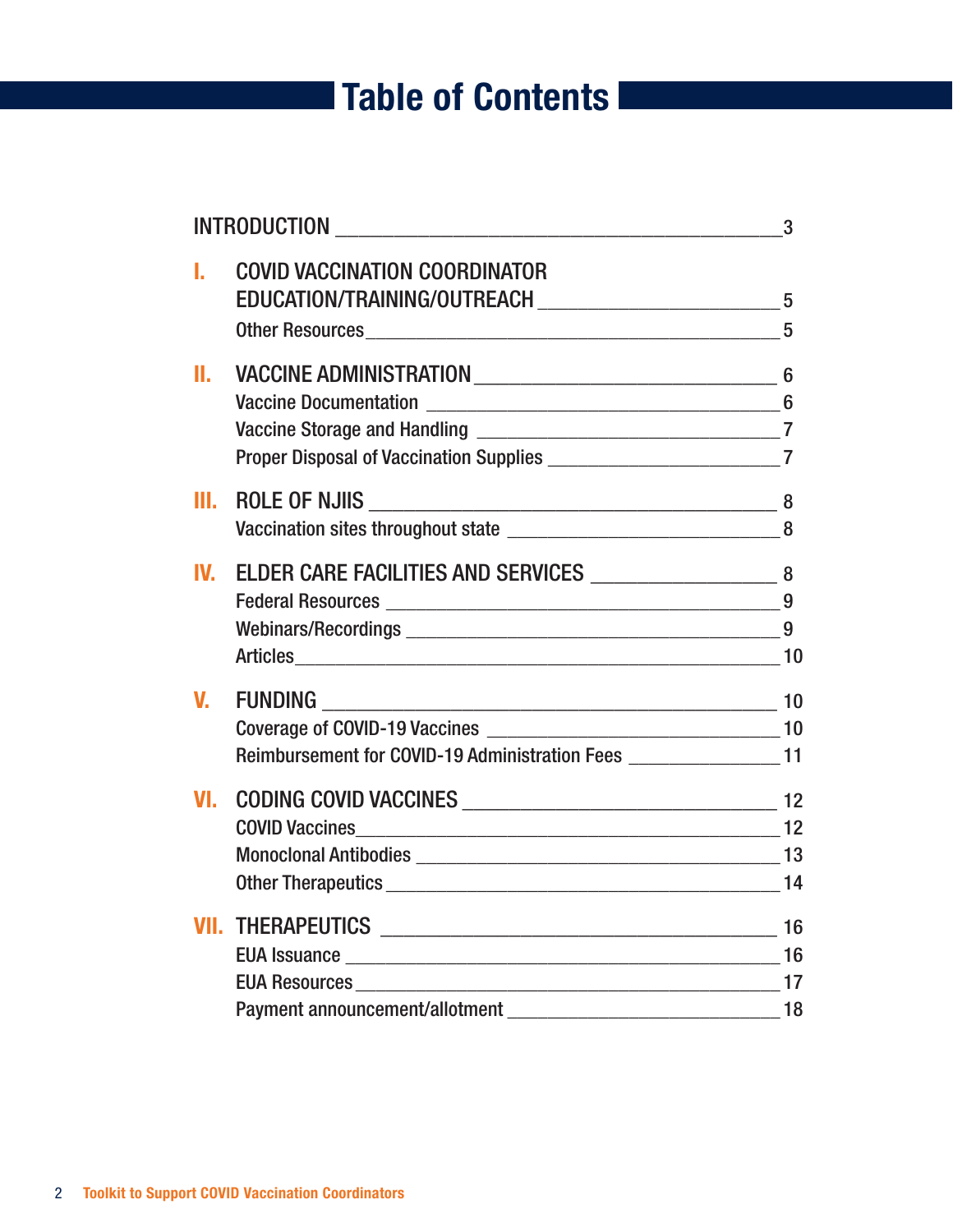# Table of Contents

INTRODUCTION ........ 3

**I.** COVID VACCINATION COORDINATOR EDUCATION/TRAINING/OUTREACH ........ 5
- Other Resources ........ 5

**II.** VACCINE ADMINISTRATION ........ 6
- Vaccine Documentation ........ 6
- Vaccine Storage and Handling ........ 7
- Proper Disposal of Vaccination Supplies ........ 7

**III.** ROLE OF NJIIS ........ 8
- Vaccination sites throughout state ........ 8

**IV.** ELDER CARE FACILITIES AND SERVICES ........ 8
- Federal Resources ........ 9
- Webinars/Recordings ........ 9
- Articles ........ 10

**V.** FUNDING ........ 10
- Coverage of COVID-19 Vaccines ........ 10
- Reimbursement for COVID-19 Administration Fees ........ 11

**VI.** CODING COVID VACCINES ........ 12
- COVID Vaccines ........ 12
- Monoclonal Antibodies ........ 13
- Other Therapeutics ........ 14

**VII.** THERAPEUTICS ........ 16
- EUA Issuance ........ 16
- EUA Resources ........ 17
- Payment announcement/allotment ........ 18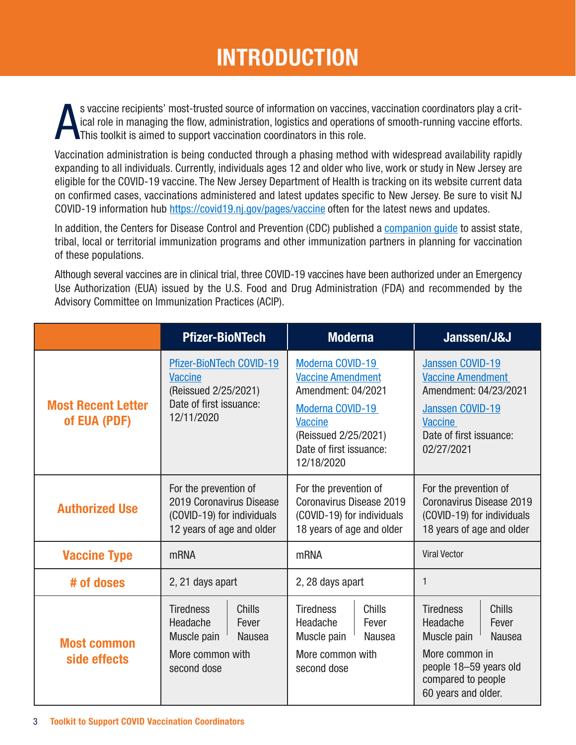# INTRODUCTION

As vaccine recipients' most-trusted source of information on vaccines, vaccination coordinators play a critical role in managing the flow, administration, logistics and operations of smooth-running vaccine efforts. This toolkit is aimed to support vaccination coordinators in this role.

Vaccination administration is being conducted through a phasing method with widespread availability rapidly expanding to all individuals. Currently, individuals ages 12 and older who live, work or study in New Jersey are eligible for the COVID-19 vaccine. The New Jersey Department of Health is tracking on its website current data on confirmed cases, vaccinations administered and latest updates specific to New Jersey. Be sure to visit NJ COVID-19 information hub https://covid19.nj.gov/pages/vaccine often for the latest news and updates.

In addition, the Centers for Disease Control and Prevention (CDC) published a companion guide to assist state, tribal, local or territorial immunization programs and other immunization partners in planning for vaccination of these populations.

Although several vaccines are in clinical trial, three COVID-19 vaccines have been authorized under an Emergency Use Authorization (EUA) issued by the U.S. Food and Drug Administration (FDA) and recommended by the Advisory Committee on Immunization Practices (ACIP).

| | Pfizer-BioNTech | Moderna | Janssen/J&J |
|---|---|---|---|
| **Most Recent Letter of EUA (PDF)** | Pfizer-BioNTech COVID-19 Vaccine (Reissued 2/25/2021) Date of first issuance: 12/11/2020 | Moderna COVID-19 Vaccine Amendment Amendment: 04/2021<br>Moderna COVID-19 Vaccine (Reissued 2/25/2021) Date of first issuance: 12/18/2020 | Janssen COVID-19 Vaccine Amendment Amendment: 04/23/2021<br>Janssen COVID-19 Vaccine Date of first issuance: 02/27/2021 |
| **Authorized Use** | For the prevention of 2019 Coronavirus Disease (COVID-19) for individuals 12 years of age and older | For the prevention of Coronavirus Disease 2019 (COVID-19) for individuals 18 years of age and older | For the prevention of Coronavirus Disease 2019 (COVID-19) for individuals 18 years of age and older |
| **Vaccine Type** | mRNA | mRNA | Viral Vector |
| **# of doses** | 2, 21 days apart | 2, 28 days apart | 1 |
| **Most common side effects** | Tiredness, Headache, Muscle pain, Chills, Fever, Nausea<br>More common with second dose | Tiredness, Headache, Muscle pain, Chills, Fever, Nausea<br>More common with second dose | Tiredness, Headache, Muscle pain, Chills, Fever, Nausea<br>More common in people 18–59 years old compared to people 60 years and older. |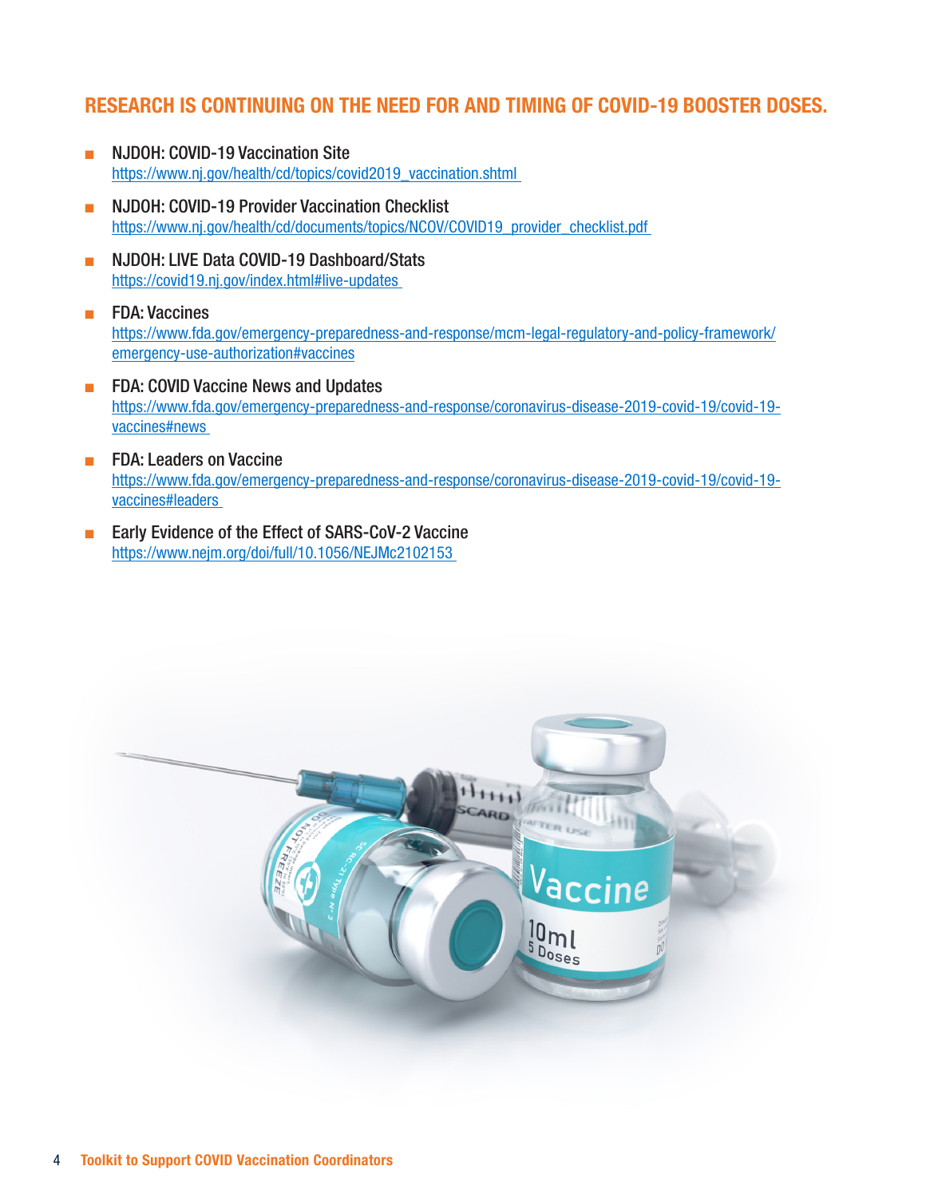## RESEARCH IS CONTINUING ON THE NEED FOR AND TIMING OF COVID-19 BOOSTER DOSES.

- NJDOH: COVID-19 Vaccination Site
  https://www.nj.gov/health/cd/topics/covid2019_vaccination.shtml
- NJDOH: COVID-19 Provider Vaccination Checklist
  https://www.nj.gov/health/cd/documents/topics/NCOV/COVID19_provider_checklist.pdf
- NJDOH: LIVE Data COVID-19 Dashboard/Stats
  https://covid19.nj.gov/index.html#live-updates
- FDA: Vaccines
  https://www.fda.gov/emergency-preparedness-and-response/mcm-legal-regulatory-and-policy-framework/emergency-use-authorization#vaccines
- FDA: COVID Vaccine News and Updates
  https://www.fda.gov/emergency-preparedness-and-response/coronavirus-disease-2019-covid-19/covid-19-vaccines#news
- FDA: Leaders on Vaccine
  https://www.fda.gov/emergency-preparedness-and-response/coronavirus-disease-2019-covid-19/covid-19-vaccines#leaders
- Early Evidence of the Effect of SARS-CoV-2 Vaccine
  https://www.nejm.org/doi/full/10.1056/NEJMc2102153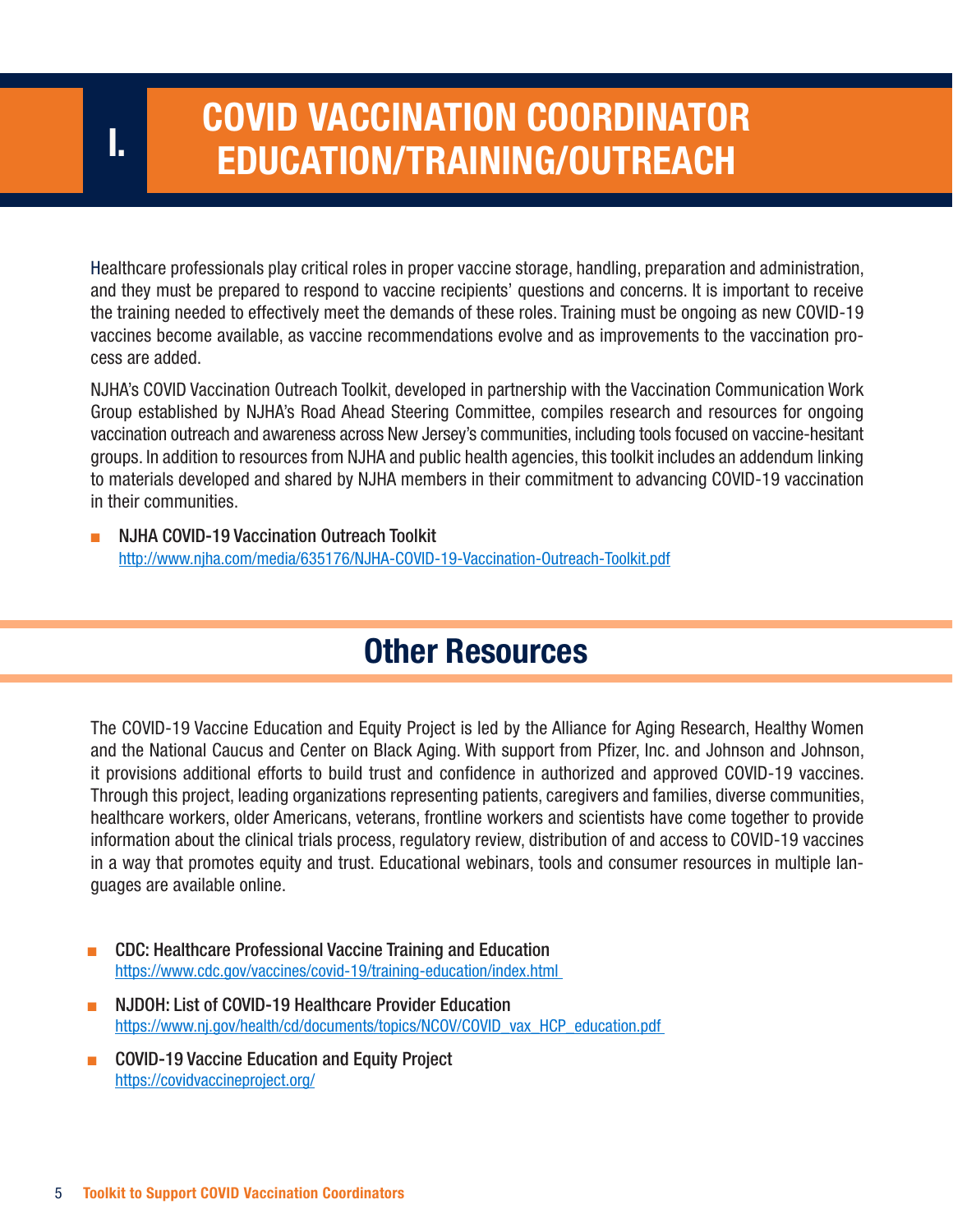# I. COVID VACCINATION COORDINATOR EDUCATION/TRAINING/OUTREACH

Healthcare professionals play critical roles in proper vaccine storage, handling, preparation and administration, and they must be prepared to respond to vaccine recipients' questions and concerns. It is important to receive the training needed to effectively meet the demands of these roles. Training must be ongoing as new COVID-19 vaccines become available, as vaccine recommendations evolve and as improvements to the vaccination process are added.

NJHA's COVID Vaccination Outreach Toolkit, developed in partnership with the Vaccination Communication Work Group established by NJHA's Road Ahead Steering Committee, compiles research and resources for ongoing vaccination outreach and awareness across New Jersey's communities, including tools focused on vaccine-hesitant groups. In addition to resources from NJHA and public health agencies, this toolkit includes an addendum linking to materials developed and shared by NJHA members in their commitment to advancing COVID-19 vaccination in their communities.

- NJHA COVID-19 Vaccination Outreach Toolkit
  http://www.njha.com/media/635176/NJHA-COVID-19-Vaccination-Outreach-Toolkit.pdf

## Other Resources

The COVID-19 Vaccine Education and Equity Project is led by the Alliance for Aging Research, Healthy Women and the National Caucus and Center on Black Aging. With support from Pfizer, Inc. and Johnson and Johnson, it provisions additional efforts to build trust and confidence in authorized and approved COVID-19 vaccines. Through this project, leading organizations representing patients, caregivers and families, diverse communities, healthcare workers, older Americans, veterans, frontline workers and scientists have come together to provide information about the clinical trials process, regulatory review, distribution of and access to COVID-19 vaccines in a way that promotes equity and trust. Educational webinars, tools and consumer resources in multiple languages are available online.

- CDC: Healthcare Professional Vaccine Training and Education
  https://www.cdc.gov/vaccines/covid-19/training-education/index.html
- NJDOH: List of COVID-19 Healthcare Provider Education
  https://www.nj.gov/health/cd/documents/topics/NCOV/COVID_vax_HCP_education.pdf
- COVID-19 Vaccine Education and Equity Project
  https://covidvaccineproject.org/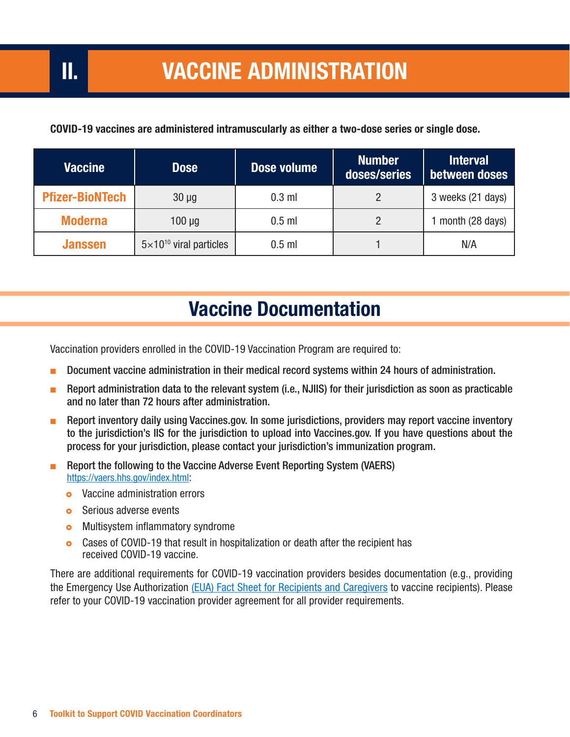# II. VACCINE ADMINISTRATION

**COVID-19 vaccines are administered intramuscularly as either a two-dose series or single dose.**

| Vaccine | Dose | Dose volume | Number doses/series | Interval between doses |
|---|---|---|---|---|
| **Pfizer-BioNTech** | 30 µg | 0.3 ml | 2 | 3 weeks (21 days) |
| **Moderna** | 100 µg | 0.5 ml | 2 | 1 month (28 days) |
| **Janssen** | $5 \times 10^{10}$ viral particles | 0.5 ml | 1 | N/A |

## Vaccine Documentation

Vaccination providers enrolled in the COVID-19 Vaccination Program are required to:

- Document vaccine administration in their medical record systems within 24 hours of administration.
- Report administration data to the relevant system (i.e., NJIIS) for their jurisdiction as soon as practicable and no later than 72 hours after administration.
- Report inventory daily using Vaccines.gov. In some jurisdictions, providers may report vaccine inventory to the jurisdiction's IIS for the jurisdiction to upload into Vaccines.gov. If you have questions about the process for your jurisdiction, please contact your jurisdiction's immunization program.
- Report the following to the Vaccine Adverse Event Reporting System (VAERS) https://vaers.hhs.gov/index.html:
  - Vaccine administration errors
  - Serious adverse events
  - Multisystem inflammatory syndrome
  - Cases of COVID-19 that result in hospitalization or death after the recipient has received COVID-19 vaccine.

There are additional requirements for COVID-19 vaccination providers besides documentation (e.g., providing the Emergency Use Authorization (EUA) Fact Sheet for Recipients and Caregivers to vaccine recipients). Please refer to your COVID-19 vaccination provider agreement for all provider requirements.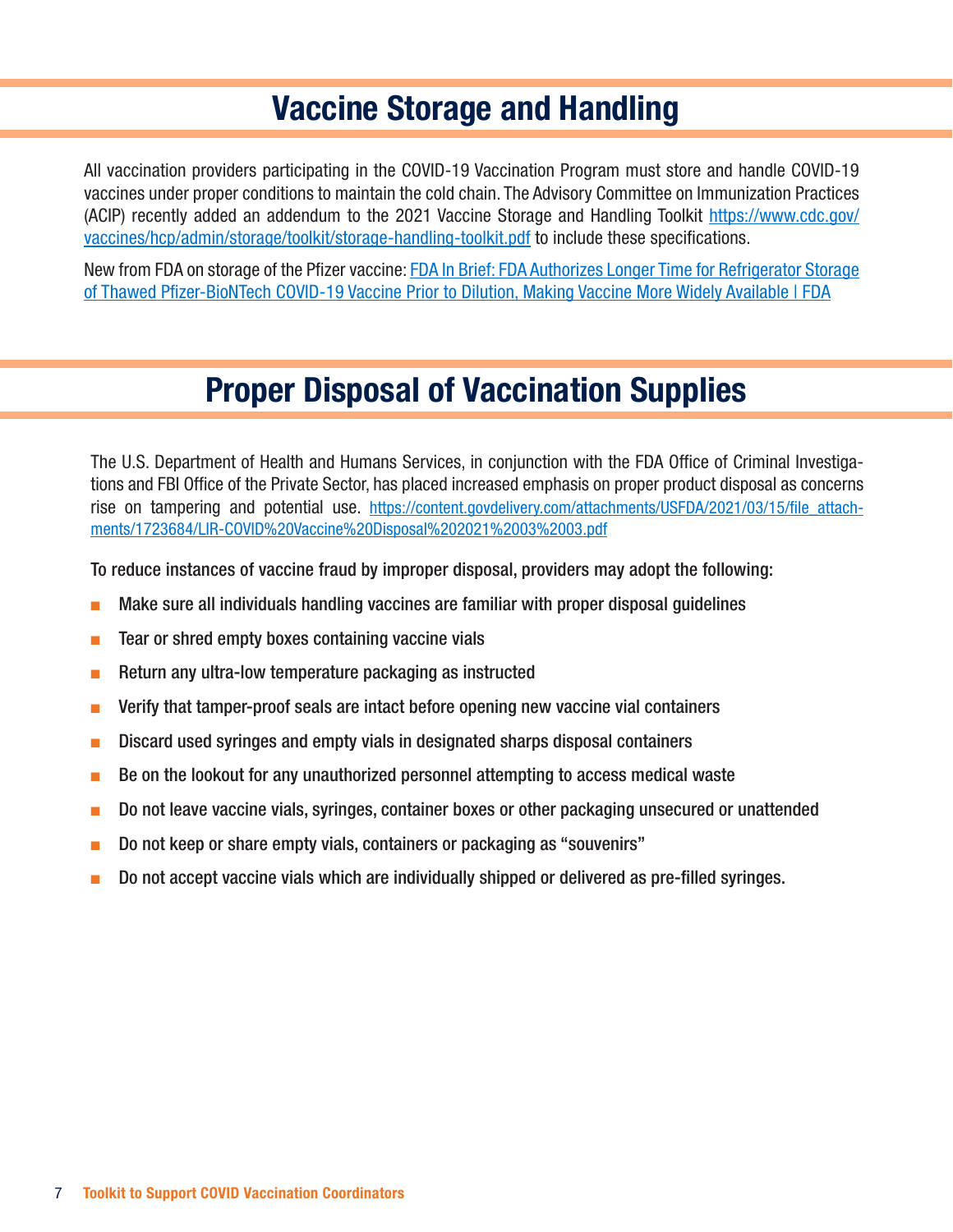# Vaccine Storage and Handling

All vaccination providers participating in the COVID-19 Vaccination Program must store and handle COVID-19 vaccines under proper conditions to maintain the cold chain. The Advisory Committee on Immunization Practices (ACIP) recently added an addendum to the 2021 Vaccine Storage and Handling Toolkit https://www.cdc.gov/vaccines/hcp/admin/storage/toolkit/storage-handling-toolkit.pdf to include these specifications.

New from FDA on storage of the Pfizer vaccine: FDA In Brief: FDA Authorizes Longer Time for Refrigerator Storage of Thawed Pfizer-BioNTech COVID-19 Vaccine Prior to Dilution, Making Vaccine More Widely Available | FDA

# Proper Disposal of Vaccination Supplies

The U.S. Department of Health and Humans Services, in conjunction with the FDA Office of Criminal Investigations and FBI Office of the Private Sector, has placed increased emphasis on proper product disposal as concerns rise on tampering and potential use. https://content.govdelivery.com/attachments/USFDA/2021/03/15/file_attachments/1723684/LIR-COVID%20Vaccine%20Disposal%202021%2003%2003.pdf

To reduce instances of vaccine fraud by improper disposal, providers may adopt the following:

- Make sure all individuals handling vaccines are familiar with proper disposal guidelines
- Tear or shred empty boxes containing vaccine vials
- Return any ultra-low temperature packaging as instructed
- Verify that tamper-proof seals are intact before opening new vaccine vial containers
- Discard used syringes and empty vials in designated sharps disposal containers
- Be on the lookout for any unauthorized personnel attempting to access medical waste
- Do not leave vaccine vials, syringes, container boxes or other packaging unsecured or unattended
- Do not keep or share empty vials, containers or packaging as "souvenirs"
- Do not accept vaccine vials which are individually shipped or delivered as pre-filled syringes.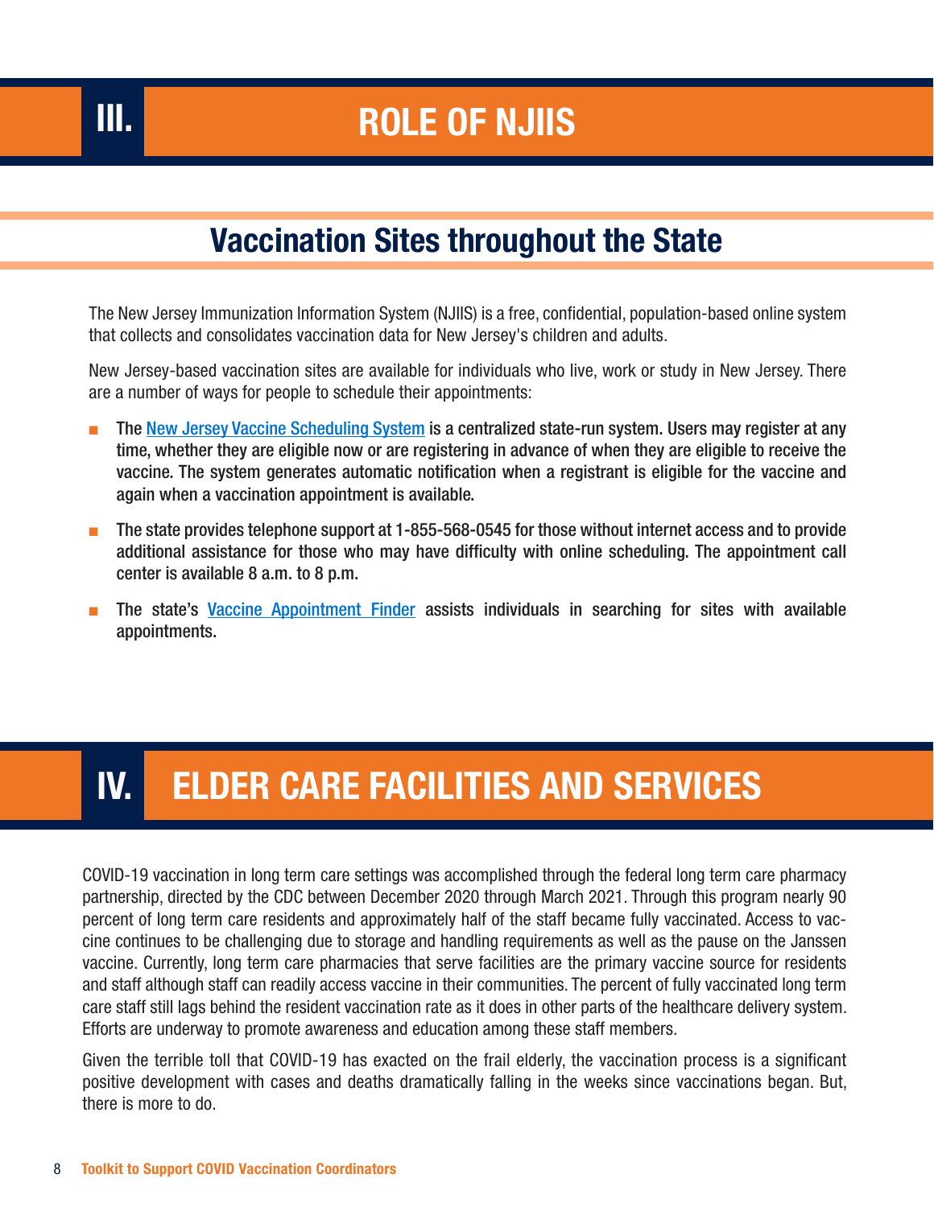# III. ROLE OF NJIIS

## Vaccination Sites throughout the State

The New Jersey Immunization Information System (NJIIS) is a free, confidential, population-based online system that collects and consolidates vaccination data for New Jersey's children and adults.

New Jersey-based vaccination sites are available for individuals who live, work or study in New Jersey. There are a number of ways for people to schedule their appointments:

- The New Jersey Vaccine Scheduling System is a centralized state-run system. Users may register at any time, whether they are eligible now or are registering in advance of when they are eligible to receive the vaccine. The system generates automatic notification when a registrant is eligible for the vaccine and again when a vaccination appointment is available.
- The state provides telephone support at 1-855-568-0545 for those without internet access and to provide additional assistance for those who may have difficulty with online scheduling. The appointment call center is available 8 a.m. to 8 p.m.
- The state's Vaccine Appointment Finder assists individuals in searching for sites with available appointments.

# IV. ELDER CARE FACILITIES AND SERVICES

COVID-19 vaccination in long term care settings was accomplished through the federal long term care pharmacy partnership, directed by the CDC between December 2020 through March 2021. Through this program nearly 90 percent of long term care residents and approximately half of the staff became fully vaccinated. Access to vaccine continues to be challenging due to storage and handling requirements as well as the pause on the Janssen vaccine. Currently, long term care pharmacies that serve facilities are the primary vaccine source for residents and staff although staff can readily access vaccine in their communities. The percent of fully vaccinated long term care staff still lags behind the resident vaccination rate as it does in other parts of the healthcare delivery system. Efforts are underway to promote awareness and education among these staff members.

Given the terrible toll that COVID-19 has exacted on the frail elderly, the vaccination process is a significant positive development with cases and deaths dramatically falling in the weeks since vaccinations began. But, there is more to do.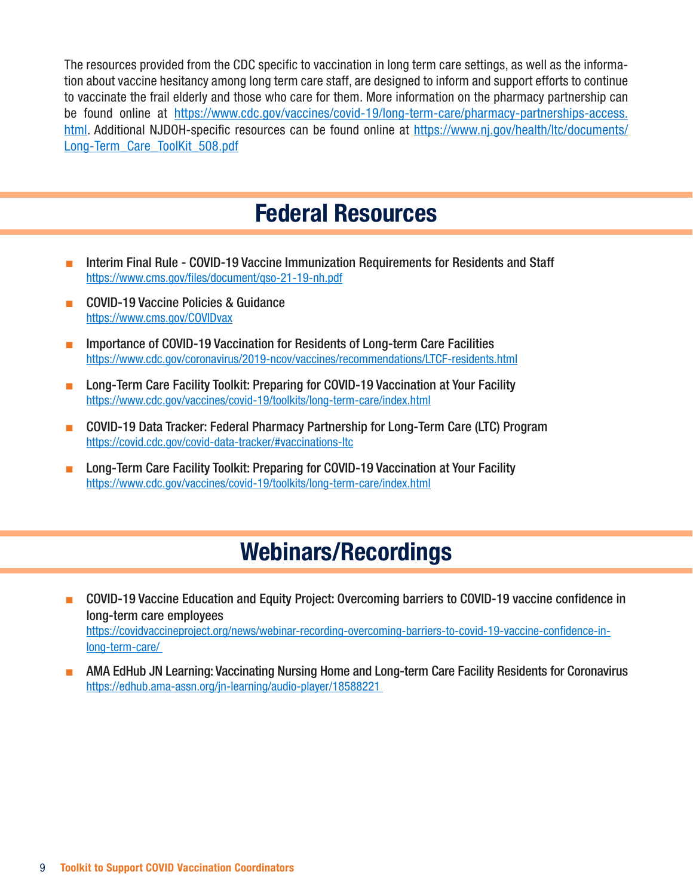The resources provided from the CDC specific to vaccination in long term care settings, as well as the information about vaccine hesitancy among long term care staff, are designed to inform and support efforts to continue to vaccinate the frail elderly and those who care for them. More information on the pharmacy partnership can be found online at https://www.cdc.gov/vaccines/covid-19/long-term-care/pharmacy-partnerships-access.html. Additional NJDOH-specific resources can be found online at https://www.nj.gov/health/ltc/documents/Long-Term_Care_ToolKit_508.pdf

## Federal Resources

- Interim Final Rule - COVID-19 Vaccine Immunization Requirements for Residents and Staff
  https://www.cms.gov/files/document/qso-21-19-nh.pdf
- COVID-19 Vaccine Policies & Guidance
  https://www.cms.gov/COVIDvax
- Importance of COVID-19 Vaccination for Residents of Long-term Care Facilities
  https://www.cdc.gov/coronavirus/2019-ncov/vaccines/recommendations/LTCF-residents.html
- Long-Term Care Facility Toolkit: Preparing for COVID-19 Vaccination at Your Facility
  https://www.cdc.gov/vaccines/covid-19/toolkits/long-term-care/index.html
- COVID-19 Data Tracker: Federal Pharmacy Partnership for Long-Term Care (LTC) Program
  https://covid.cdc.gov/covid-data-tracker/#vaccinations-ltc
- Long-Term Care Facility Toolkit: Preparing for COVID-19 Vaccination at Your Facility
  https://www.cdc.gov/vaccines/covid-19/toolkits/long-term-care/index.html

## Webinars/Recordings

- COVID-19 Vaccine Education and Equity Project: Overcoming barriers to COVID-19 vaccine confidence in long-term care employees
  https://covidvaccineproject.org/news/webinar-recording-overcoming-barriers-to-covid-19-vaccine-confidence-in-long-term-care/
- AMA EdHub JN Learning: Vaccinating Nursing Home and Long-term Care Facility Residents for Coronavirus
  https://edhub.ama-assn.org/jn-learning/audio-player/18588221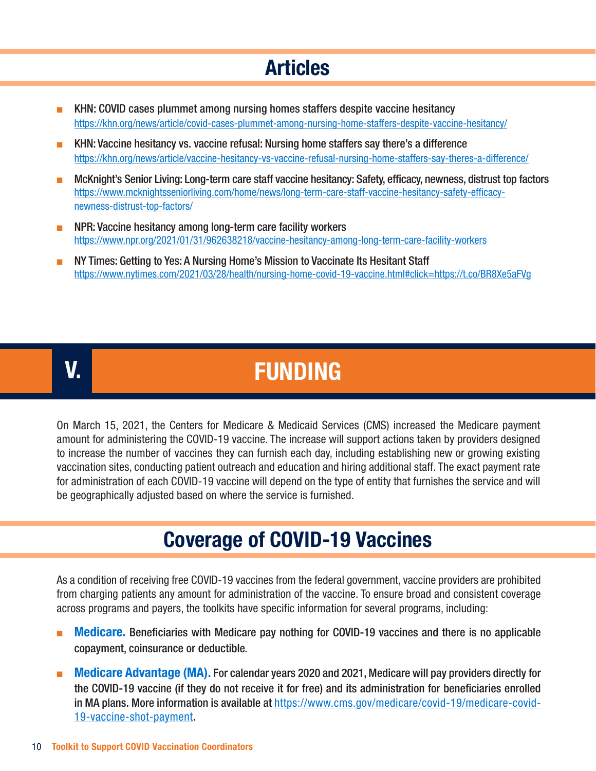## Articles

- KHN: COVID cases plummet among nursing homes staffers despite vaccine hesitancy
  https://khn.org/news/article/covid-cases-plummet-among-nursing-home-staffers-despite-vaccine-hesitancy/
- KHN: Vaccine hesitancy vs. vaccine refusal: Nursing home staffers say there's a difference
  https://khn.org/news/article/vaccine-hesitancy-vs-vaccine-refusal-nursing-home-staffers-say-theres-a-difference/
- McKnight's Senior Living: Long-term care staff vaccine hesitancy: Safety, efficacy, newness, distrust top factors
  https://www.mcknightsseniorliving.com/home/news/long-term-care-staff-vaccine-hesitancy-safety-efficacy-newness-distrust-top-factors/
- NPR: Vaccine hesitancy among long-term care facility workers
  https://www.npr.org/2021/01/31/962638218/vaccine-hesitancy-among-long-term-care-facility-workers
- NY Times: Getting to Yes: A Nursing Home's Mission to Vaccinate Its Hesitant Staff
  https://www.nytimes.com/2021/03/28/health/nursing-home-covid-19-vaccine.html#click=https://t.co/BR8Xe5aFVg

# V. FUNDING

On March 15, 2021, the Centers for Medicare & Medicaid Services (CMS) increased the Medicare payment amount for administering the COVID-19 vaccine. The increase will support actions taken by providers designed to increase the number of vaccines they can furnish each day, including establishing new or growing existing vaccination sites, conducting patient outreach and education and hiring additional staff. The exact payment rate for administration of each COVID-19 vaccine will depend on the type of entity that furnishes the service and will be geographically adjusted based on where the service is furnished.

## Coverage of COVID-19 Vaccines

As a condition of receiving free COVID-19 vaccines from the federal government, vaccine providers are prohibited from charging patients any amount for administration of the vaccine. To ensure broad and consistent coverage across programs and payers, the toolkits have specific information for several programs, including:

- **Medicare.** Beneficiaries with Medicare pay nothing for COVID-19 vaccines and there is no applicable copayment, coinsurance or deductible.
- **Medicare Advantage (MA).** For calendar years 2020 and 2021, Medicare will pay providers directly for the COVID-19 vaccine (if they do not receive it for free) and its administration for beneficiaries enrolled in MA plans. More information is available at https://www.cms.gov/medicare/covid-19/medicare-covid-19-vaccine-shot-payment.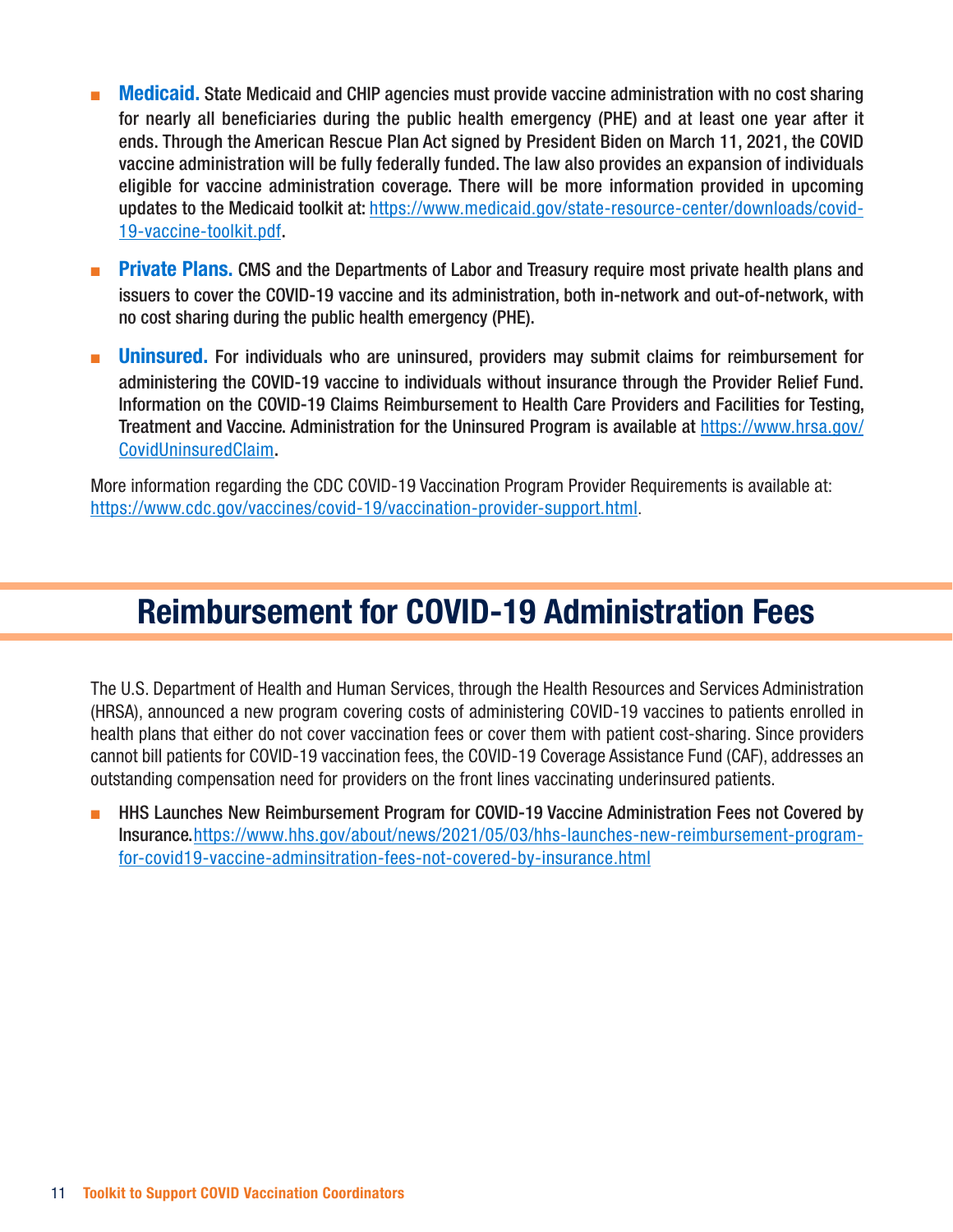- **Medicaid.** State Medicaid and CHIP agencies must provide vaccine administration with no cost sharing for nearly all beneficiaries during the public health emergency (PHE) and at least one year after it ends. Through the American Rescue Plan Act signed by President Biden on March 11, 2021, the COVID vaccine administration will be fully federally funded. The law also provides an expansion of individuals eligible for vaccine administration coverage. There will be more information provided in upcoming updates to the Medicaid toolkit at: https://www.medicaid.gov/state-resource-center/downloads/covid-19-vaccine-toolkit.pdf.
- **Private Plans.** CMS and the Departments of Labor and Treasury require most private health plans and issuers to cover the COVID-19 vaccine and its administration, both in-network and out-of-network, with no cost sharing during the public health emergency (PHE).
- **Uninsured.** For individuals who are uninsured, providers may submit claims for reimbursement for administering the COVID-19 vaccine to individuals without insurance through the Provider Relief Fund. Information on the COVID-19 Claims Reimbursement to Health Care Providers and Facilities for Testing, Treatment and Vaccine. Administration for the Uninsured Program is available at https://www.hrsa.gov/CovidUninsuredClaim.

More information regarding the CDC COVID-19 Vaccination Program Provider Requirements is available at: https://www.cdc.gov/vaccines/covid-19/vaccination-provider-support.html.

# Reimbursement for COVID-19 Administration Fees

The U.S. Department of Health and Human Services, through the Health Resources and Services Administration (HRSA), announced a new program covering costs of administering COVID-19 vaccines to patients enrolled in health plans that either do not cover vaccination fees or cover them with patient cost-sharing. Since providers cannot bill patients for COVID-19 vaccination fees, the COVID-19 Coverage Assistance Fund (CAF), addresses an outstanding compensation need for providers on the front lines vaccinating underinsured patients.

- HHS Launches New Reimbursement Program for COVID-19 Vaccine Administration Fees not Covered by Insurance. https://www.hhs.gov/about/news/2021/05/03/hhs-launches-new-reimbursement-program-for-covid19-vaccine-adminsitration-fees-not-covered-by-insurance.html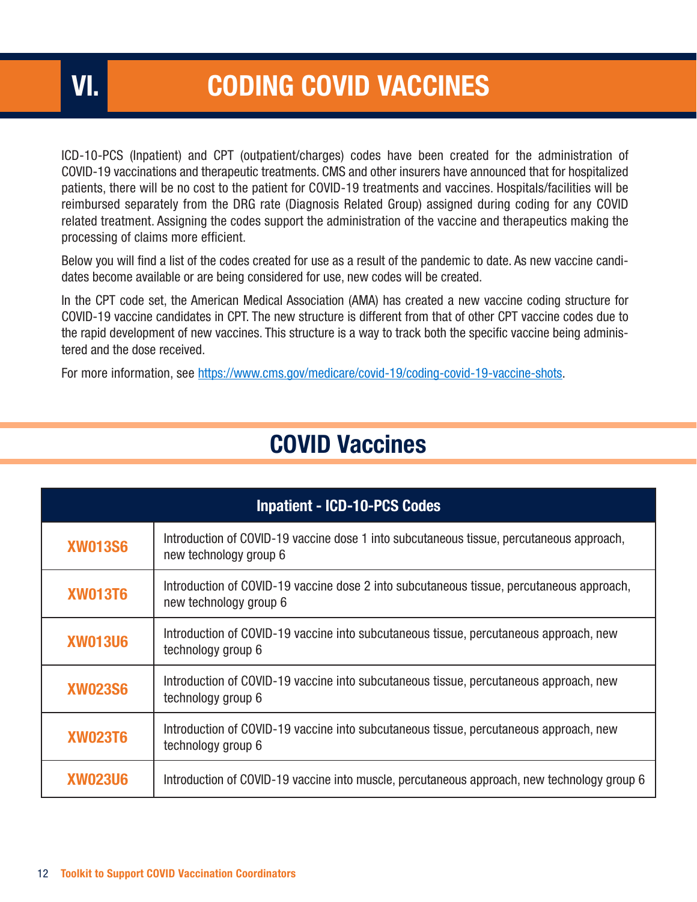# VI. CODING COVID VACCINES

ICD-10-PCS (Inpatient) and CPT (outpatient/charges) codes have been created for the administration of COVID-19 vaccinations and therapeutic treatments. CMS and other insurers have announced that for hospitalized patients, there will be no cost to the patient for COVID-19 treatments and vaccines. Hospitals/facilities will be reimbursed separately from the DRG rate (Diagnosis Related Group) assigned during coding for any COVID related treatment. Assigning the codes support the administration of the vaccine and therapeutics making the processing of claims more efficient.

Below you will find a list of the codes created for use as a result of the pandemic to date. As new vaccine candidates become available or are being considered for use, new codes will be created.

In the CPT code set, the American Medical Association (AMA) has created a new vaccine coding structure for COVID-19 vaccine candidates in CPT. The new structure is different from that of other CPT vaccine codes due to the rapid development of new vaccines. This structure is a way to track both the specific vaccine being administered and the dose received.

For more information, see https://www.cms.gov/medicare/covid-19/coding-covid-19-vaccine-shots.

## COVID Vaccines

| Inpatient - ICD-10-PCS Codes | |
|---|---|
| **XW013S6** | Introduction of COVID-19 vaccine dose 1 into subcutaneous tissue, percutaneous approach, new technology group 6 |
| **XW013T6** | Introduction of COVID-19 vaccine dose 2 into subcutaneous tissue, percutaneous approach, new technology group 6 |
| **XW013U6** | Introduction of COVID-19 vaccine into subcutaneous tissue, percutaneous approach, new technology group 6 |
| **XW023S6** | Introduction of COVID-19 vaccine into subcutaneous tissue, percutaneous approach, new technology group 6 |
| **XW023T6** | Introduction of COVID-19 vaccine into subcutaneous tissue, percutaneous approach, new technology group 6 |
| **XW023U6** | Introduction of COVID-19 vaccine into muscle, percutaneous approach, new technology group 6 |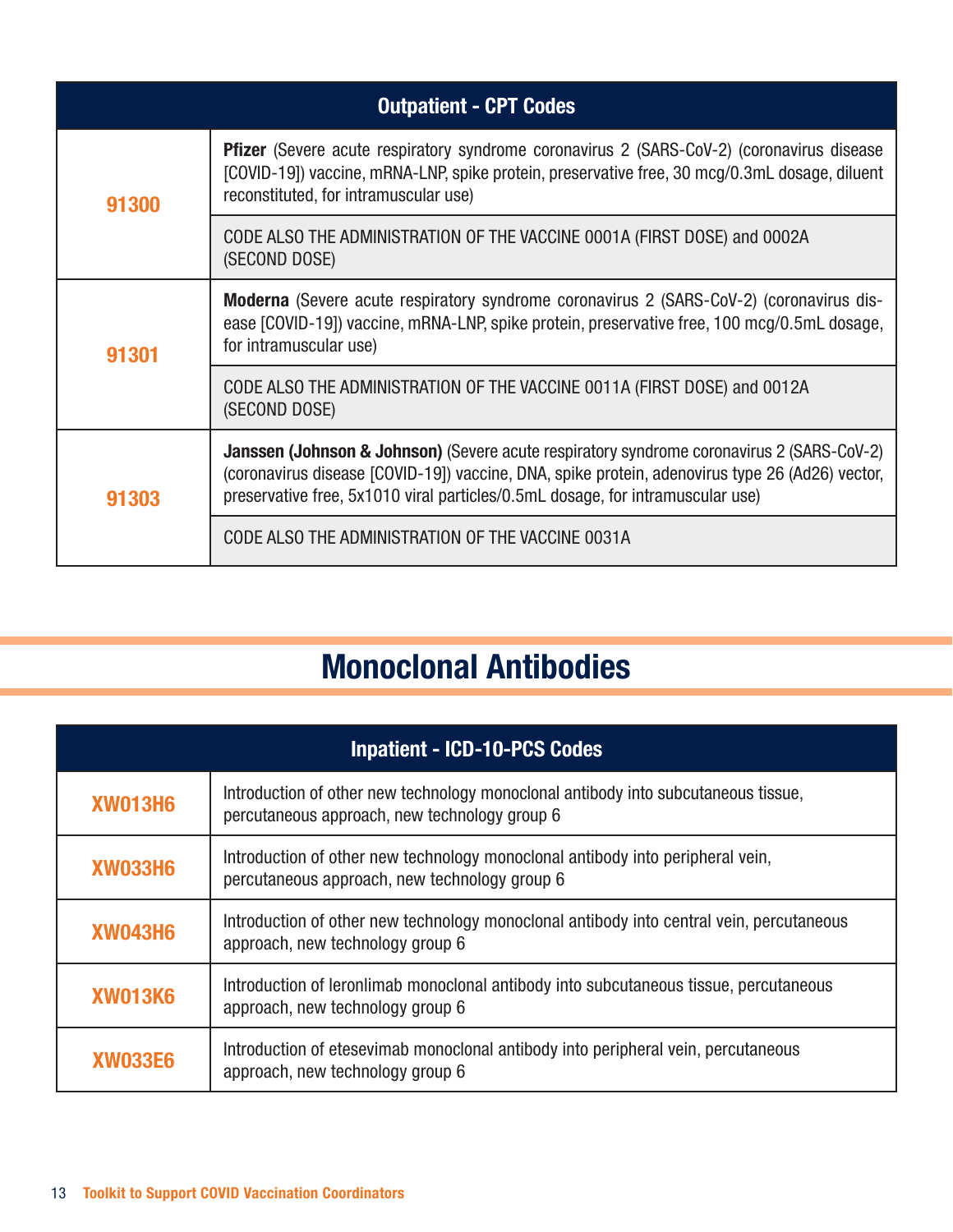| Outpatient - CPT Codes | |
|---|---|
| 91300 | **Pfizer** (Severe acute respiratory syndrome coronavirus 2 (SARS-CoV-2) (coronavirus disease [COVID-19]) vaccine, mRNA-LNP, spike protein, preservative free, 30 mcg/0.3mL dosage, diluent reconstituted, for intramuscular use) |
| | CODE ALSO THE ADMINISTRATION OF THE VACCINE 0001A (FIRST DOSE) and 0002A (SECOND DOSE) |
| 91301 | **Moderna** (Severe acute respiratory syndrome coronavirus 2 (SARS-CoV-2) (coronavirus disease [COVID-19]) vaccine, mRNA-LNP, spike protein, preservative free, 100 mcg/0.5mL dosage, for intramuscular use) |
| | CODE ALSO THE ADMINISTRATION OF THE VACCINE 0011A (FIRST DOSE) and 0012A (SECOND DOSE) |
| 91303 | **Janssen (Johnson & Johnson)** (Severe acute respiratory syndrome coronavirus 2 (SARS-CoV-2) (coronavirus disease [COVID-19]) vaccine, DNA, spike protein, adenovirus type 26 (Ad26) vector, preservative free, 5x1010 viral particles/0.5mL dosage, for intramuscular use) |
| | CODE ALSO THE ADMINISTRATION OF THE VACCINE 0031A |

# Monoclonal Antibodies

| Inpatient - ICD-10-PCS Codes | |
|---|---|
| XW013H6 | Introduction of other new technology monoclonal antibody into subcutaneous tissue, percutaneous approach, new technology group 6 |
| XW033H6 | Introduction of other new technology monoclonal antibody into peripheral vein, percutaneous approach, new technology group 6 |
| XW043H6 | Introduction of other new technology monoclonal antibody into central vein, percutaneous approach, new technology group 6 |
| XW013K6 | Introduction of leronlimab monoclonal antibody into subcutaneous tissue, percutaneous approach, new technology group 6 |
| XW033E6 | Introduction of etesevimab monoclonal antibody into peripheral vein, percutaneous approach, new technology group 6 |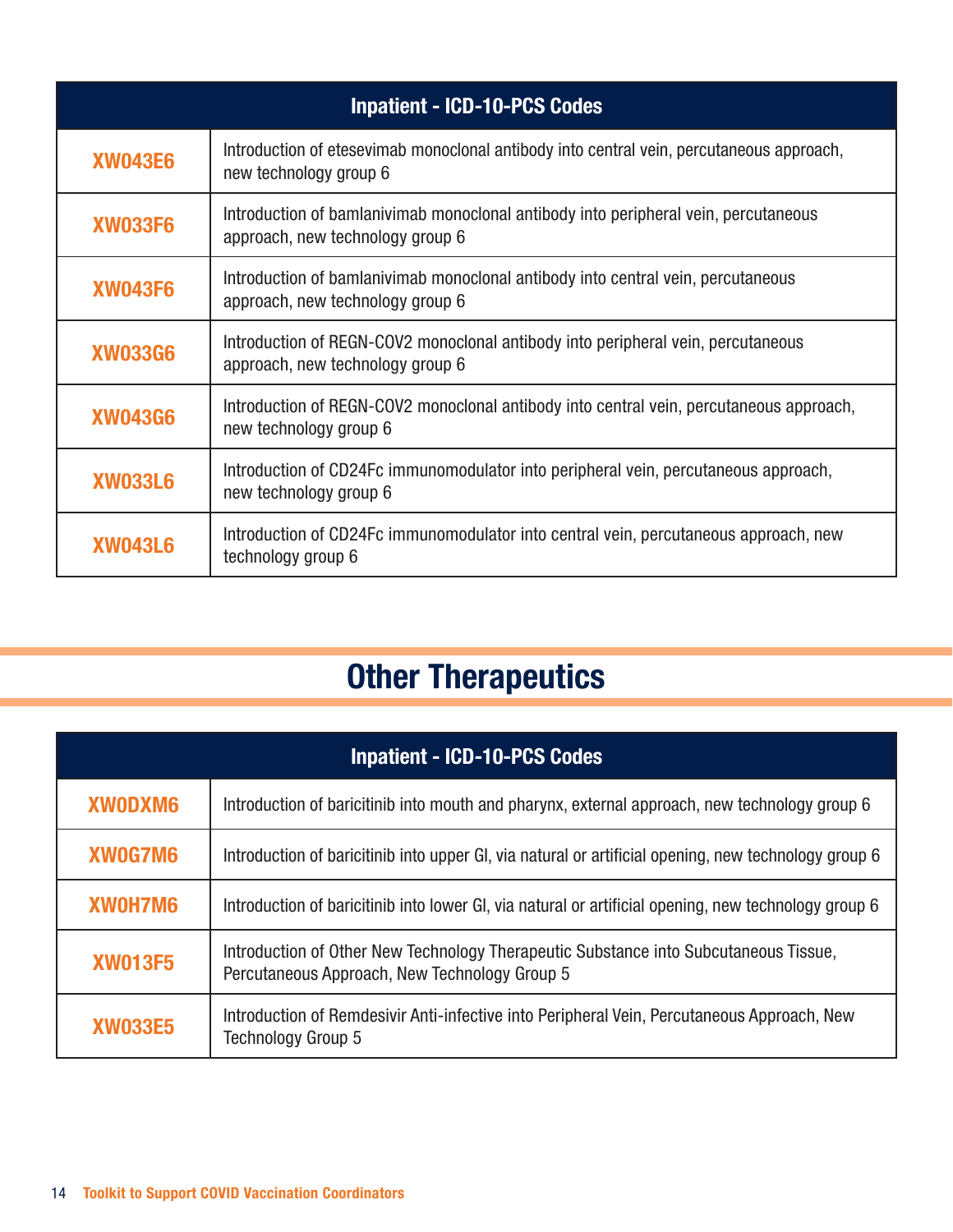| Inpatient - ICD-10-PCS Codes | |
|---|---|
| XW043E6 | Introduction of etesevimab monoclonal antibody into central vein, percutaneous approach, new technology group 6 |
| XW033F6 | Introduction of bamlanivimab monoclonal antibody into peripheral vein, percutaneous approach, new technology group 6 |
| XW043F6 | Introduction of bamlanivimab monoclonal antibody into central vein, percutaneous approach, new technology group 6 |
| XW033G6 | Introduction of REGN-COV2 monoclonal antibody into peripheral vein, percutaneous approach, new technology group 6 |
| XW043G6 | Introduction of REGN-COV2 monoclonal antibody into central vein, percutaneous approach, new technology group 6 |
| XW033L6 | Introduction of CD24Fc immunomodulator into peripheral vein, percutaneous approach, new technology group 6 |
| XW043L6 | Introduction of CD24Fc immunomodulator into central vein, percutaneous approach, new technology group 6 |

## Other Therapeutics

| Inpatient - ICD-10-PCS Codes | |
|---|---|
| XW0DXM6 | Introduction of baricitinib into mouth and pharynx, external approach, new technology group 6 |
| XW0G7M6 | Introduction of baricitinib into upper GI, via natural or artificial opening, new technology group 6 |
| XW0H7M6 | Introduction of baricitinib into lower GI, via natural or artificial opening, new technology group 6 |
| XW013F5 | Introduction of Other New Technology Therapeutic Substance into Subcutaneous Tissue, Percutaneous Approach, New Technology Group 5 |
| XW033E5 | Introduction of Remdesivir Anti-infective into Peripheral Vein, Percutaneous Approach, New Technology Group 5 |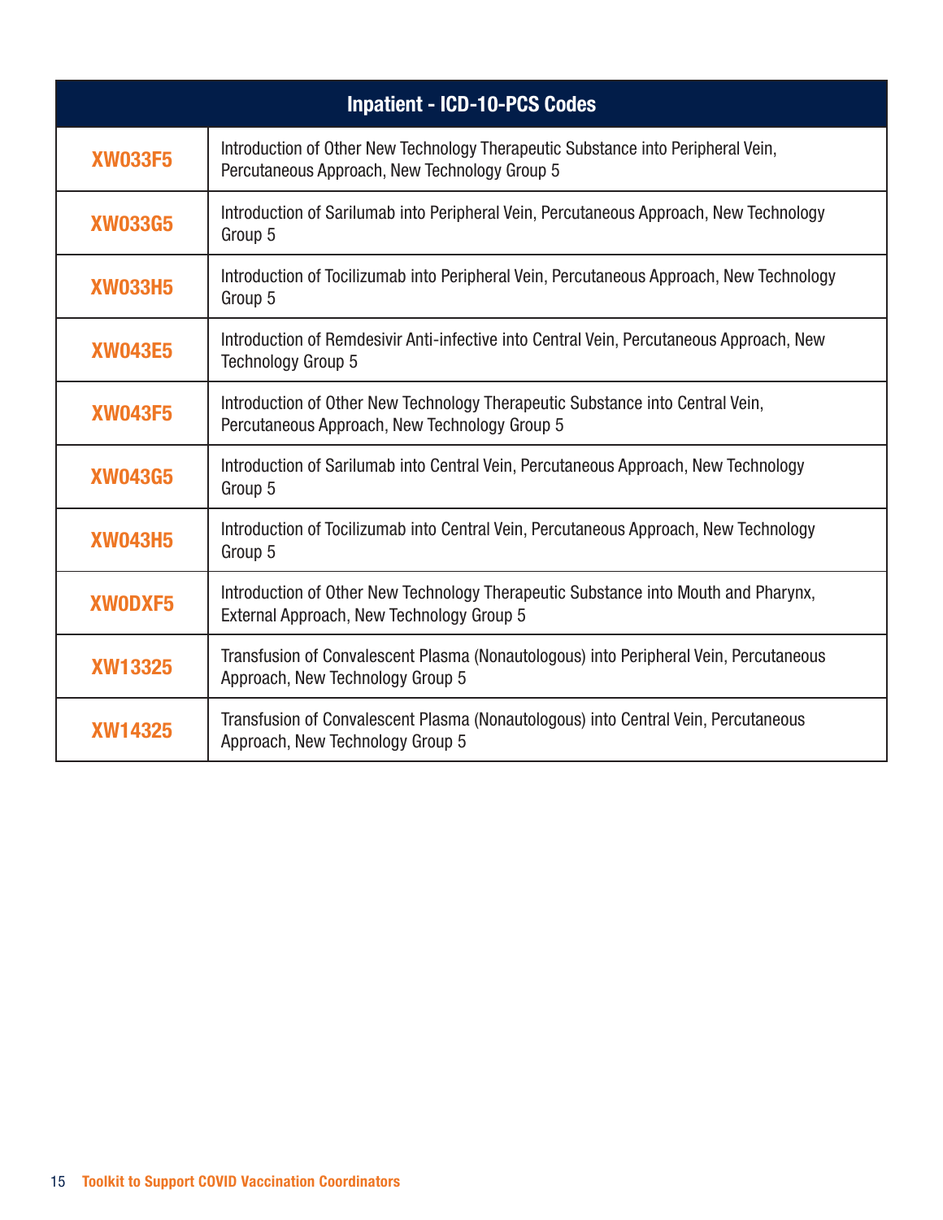| Inpatient - ICD-10-PCS Codes | |
|---|---|
| **XW033F5** | Introduction of Other New Technology Therapeutic Substance into Peripheral Vein, Percutaneous Approach, New Technology Group 5 |
| **XW033G5** | Introduction of Sarilumab into Peripheral Vein, Percutaneous Approach, New Technology Group 5 |
| **XW033H5** | Introduction of Tocilizumab into Peripheral Vein, Percutaneous Approach, New Technology Group 5 |
| **XW043E5** | Introduction of Remdesivir Anti-infective into Central Vein, Percutaneous Approach, New Technology Group 5 |
| **XW043F5** | Introduction of Other New Technology Therapeutic Substance into Central Vein, Percutaneous Approach, New Technology Group 5 |
| **XW043G5** | Introduction of Sarilumab into Central Vein, Percutaneous Approach, New Technology Group 5 |
| **XW043H5** | Introduction of Tocilizumab into Central Vein, Percutaneous Approach, New Technology Group 5 |
| **XW0DXF5** | Introduction of Other New Technology Therapeutic Substance into Mouth and Pharynx, External Approach, New Technology Group 5 |
| **XW13325** | Transfusion of Convalescent Plasma (Nonautologous) into Peripheral Vein, Percutaneous Approach, New Technology Group 5 |
| **XW14325** | Transfusion of Convalescent Plasma (Nonautologous) into Central Vein, Percutaneous Approach, New Technology Group 5 |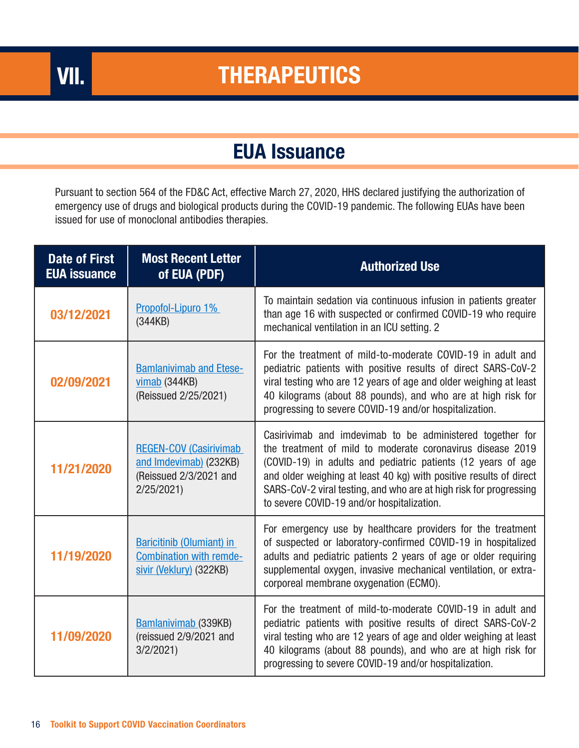# VII. THERAPEUTICS

## EUA Issuance

Pursuant to section 564 of the FD&C Act, effective March 27, 2020, HHS declared justifying the authorization of emergency use of drugs and biological products during the COVID-19 pandemic. The following EUAs have been issued for use of monoclonal antibodies therapies.

| Date of First EUA issuance | Most Recent Letter of EUA (PDF) | Authorized Use |
|---|---|---|
| 03/12/2021 | Propofol-Lipuro 1% (344KB) | To maintain sedation via continuous infusion in patients greater than age 16 with suspected or confirmed COVID-19 who require mechanical ventilation in an ICU setting. 2 |
| 02/09/2021 | Bamlanivimab and Etesevimab (344KB) (Reissued 2/25/2021) | For the treatment of mild-to-moderate COVID-19 in adult and pediatric patients with positive results of direct SARS-CoV-2 viral testing who are 12 years of age and older weighing at least 40 kilograms (about 88 pounds), and who are at high risk for progressing to severe COVID-19 and/or hospitalization. |
| 11/21/2020 | REGEN-COV (Casirivimab and Imdevimab) (232KB) (Reissued 2/3/2021 and 2/25/2021) | Casirivimab and imdevimab to be administered together for the treatment of mild to moderate coronavirus disease 2019 (COVID-19) in adults and pediatric patients (12 years of age and older weighing at least 40 kg) with positive results of direct SARS-CoV-2 viral testing, and who are at high risk for progressing to severe COVID-19 and/or hospitalization. |
| 11/19/2020 | Baricitinib (Olumiant) in Combination with remdesivir (Veklury) (322KB) | For emergency use by healthcare providers for the treatment of suspected or laboratory-confirmed COVID-19 in hospitalized adults and pediatric patients 2 years of age or older requiring supplemental oxygen, invasive mechanical ventilation, or extracorporeal membrane oxygenation (ECMO). |
| 11/09/2020 | Bamlanivimab (339KB) (reissued 2/9/2021 and 3/2/2021) | For the treatment of mild-to-moderate COVID-19 in adult and pediatric patients with positive results of direct SARS-CoV-2 viral testing who are 12 years of age and older weighing at least 40 kilograms (about 88 pounds), and who are at high risk for progressing to severe COVID-19 and/or hospitalization. |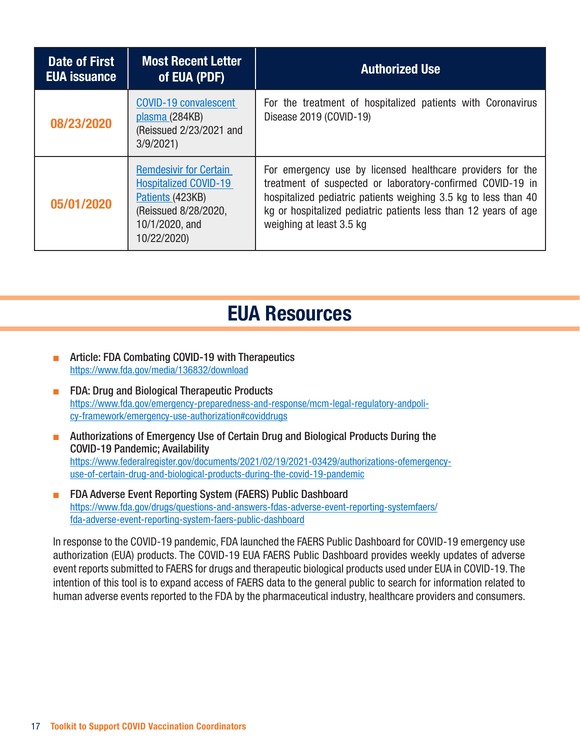| Date of First EUA issuance | Most Recent Letter of EUA (PDF) | Authorized Use |
|---|---|---|
| 08/23/2020 | COVID-19 convalescent plasma (284KB) (Reissued 2/23/2021 and 3/9/2021) | For the treatment of hospitalized patients with Coronavirus Disease 2019 (COVID-19) |
| 05/01/2020 | Remdesivir for Certain Hospitalized COVID-19 Patients (423KB) (Reissued 8/28/2020, 10/1/2020, and 10/22/2020) | For emergency use by licensed healthcare providers for the treatment of suspected or laboratory-confirmed COVID-19 in hospitalized pediatric patients weighing 3.5 kg to less than 40 kg or hospitalized pediatric patients less than 12 years of age weighing at least 3.5 kg |

## EUA Resources

- Article: FDA Combating COVID-19 with Therapeutics
  https://www.fda.gov/media/136832/download
- FDA: Drug and Biological Therapeutic Products
  https://www.fda.gov/emergency-preparedness-and-response/mcm-legal-regulatory-andpolicy-framework/emergency-use-authorization#coviddrugs
- Authorizations of Emergency Use of Certain Drug and Biological Products During the COVID-19 Pandemic; Availability
  https://www.federalregister.gov/documents/2021/02/19/2021-03429/authorizations-ofemergency-use-of-certain-drug-and-biological-products-during-the-covid-19-pandemic
- FDA Adverse Event Reporting System (FAERS) Public Dashboard
  https://www.fda.gov/drugs/questions-and-answers-fdas-adverse-event-reporting-systemfaers/fda-adverse-event-reporting-system-faers-public-dashboard

In response to the COVID-19 pandemic, FDA launched the FAERS Public Dashboard for COVID-19 emergency use authorization (EUA) products. The COVID-19 EUA FAERS Public Dashboard provides weekly updates of adverse event reports submitted to FAERS for drugs and therapeutic biological products used under EUA in COVID-19. The intention of this tool is to expand access of FAERS data to the general public to search for information related to human adverse events reported to the FDA by the pharmaceutical industry, healthcare providers and consumers.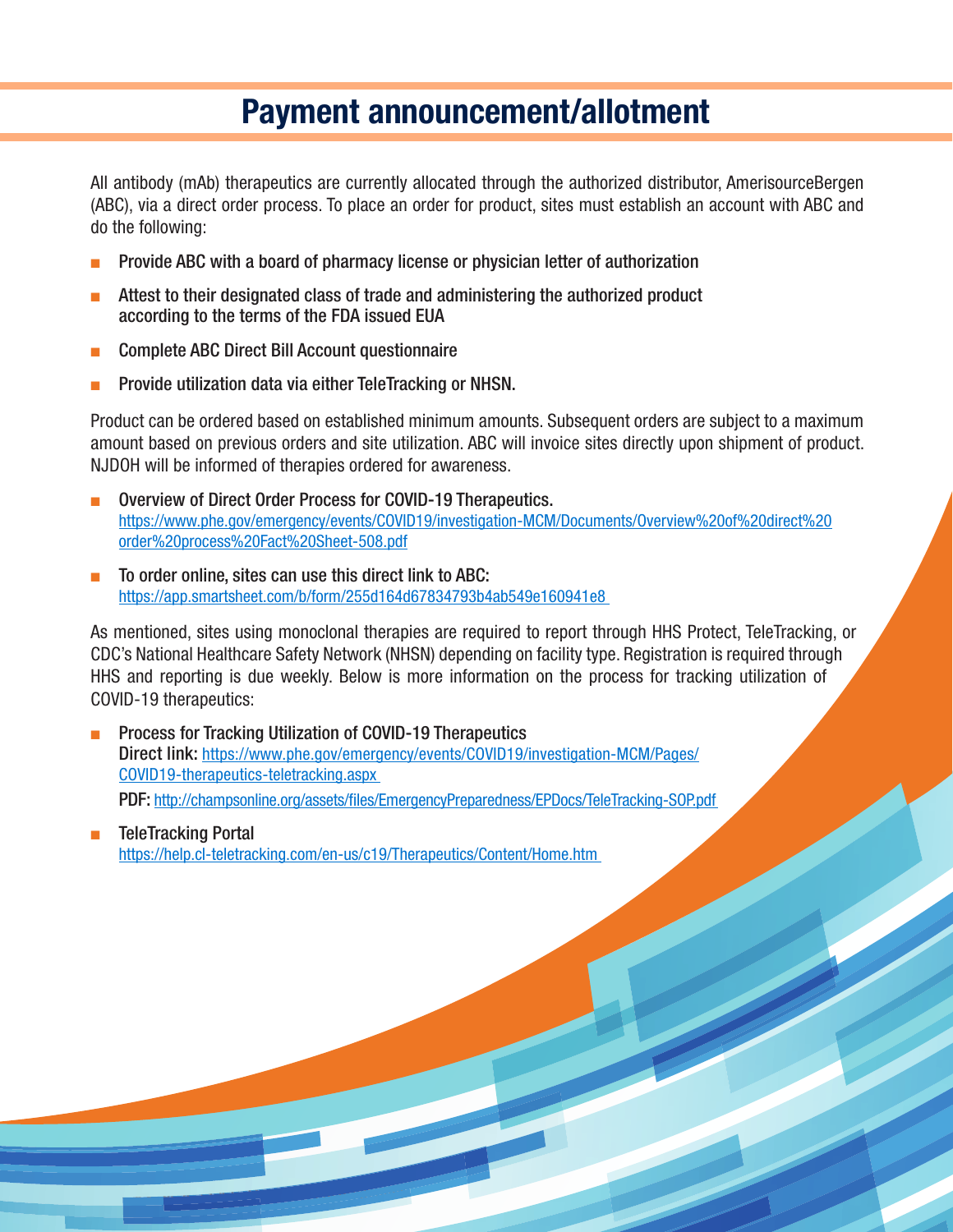# Payment announcement/allotment

All antibody (mAb) therapeutics are currently allocated through the authorized distributor, AmerisourceBergen (ABC), via a direct order process. To place an order for product, sites must establish an account with ABC and do the following:

- Provide ABC with a board of pharmacy license or physician letter of authorization
- Attest to their designated class of trade and administering the authorized product according to the terms of the FDA issued EUA
- Complete ABC Direct Bill Account questionnaire
- Provide utilization data via either TeleTracking or NHSN.

Product can be ordered based on established minimum amounts. Subsequent orders are subject to a maximum amount based on previous orders and site utilization. ABC will invoice sites directly upon shipment of product. NJDOH will be informed of therapies ordered for awareness.

- Overview of Direct Order Process for COVID-19 Therapeutics.
  https://www.phe.gov/emergency/events/COVID19/investigation-MCM/Documents/Overview%20of%20direct%20order%20process%20Fact%20Sheet-508.pdf
- To order online, sites can use this direct link to ABC:
  https://app.smartsheet.com/b/form/255d164d67834793b4ab549e160941e8

As mentioned, sites using monoclonal therapies are required to report through HHS Protect, TeleTracking, or CDC's National Healthcare Safety Network (NHSN) depending on facility type. Registration is required through HHS and reporting is due weekly. Below is more information on the process for tracking utilization of COVID-19 therapeutics:

- Process for Tracking Utilization of COVID-19 Therapeutics
  **Direct link:** https://www.phe.gov/emergency/events/COVID19/investigation-MCM/Pages/COVID19-therapeutics-teletracking.aspx
  **PDF:** http://champsonline.org/assets/files/EmergencyPreparedness/EPDocs/TeleTracking-SOP.pdf
- TeleTracking Portal
  https://help.cl-teletracking.com/en-us/c19/Therapeutics/Content/Home.htm